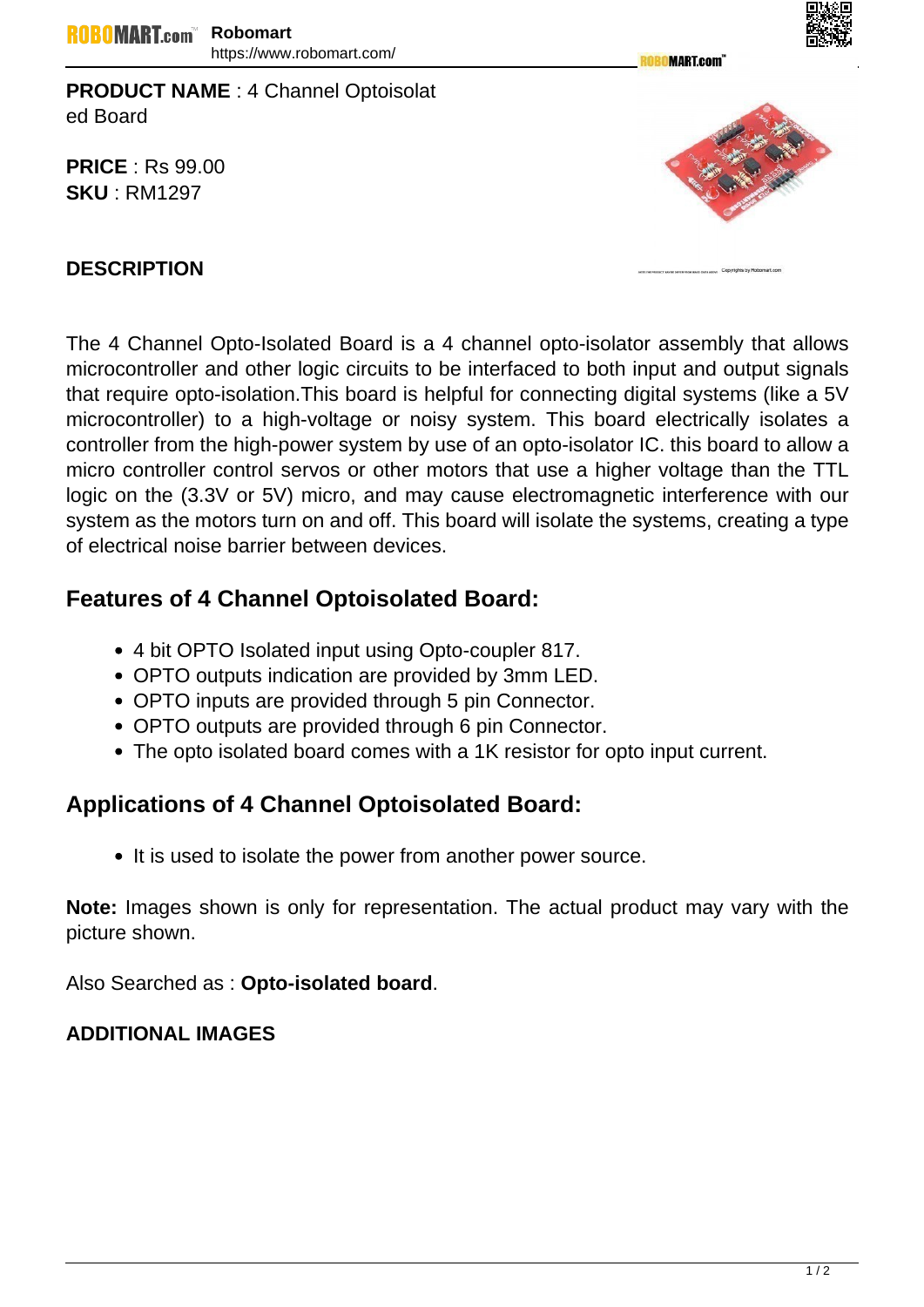**PRODUCT NAME** : 4 Channel Optoisolated Board

**PRICE** : Rs 99.00
**SKU** : RM1297

**DESCRIPTION**

The 4 Channel Opto-Isolated Board is a 4 channel opto-isolator assembly that allows microcontroller and other logic circuits to be interfaced to both input and output signals that require opto-isolation.This board is helpful for connecting digital systems (like a 5V microcontroller) to a high-voltage or noisy system. This board electrically isolates a controller from the high-power system by use of an opto-isolator IC. this board to allow a micro controller control servos or other motors that use a higher voltage than the TTL logic on the (3.3V or 5V) micro, and may cause electromagnetic interference with our system as the motors turn on and off. This board will isolate the systems, creating a type of electrical noise barrier between devices.

## Features of 4 Channel Optoisolated Board:

- 4 bit OPTO Isolated input using Opto-coupler 817.
- OPTO outputs indication are provided by 3mm LED.
- OPTO inputs are provided through 5 pin Connector.
- OPTO outputs are provided through 6 pin Connector.
- The opto isolated board comes with a 1K resistor for opto input current.

## Applications of 4 Channel Optoisolated Board:

- It is used to isolate the power from another power source.

**Note:** Images shown is only for representation. The actual product may vary with the picture shown.

Also Searched as : **Opto-isolated board**.

**ADDITIONAL IMAGES**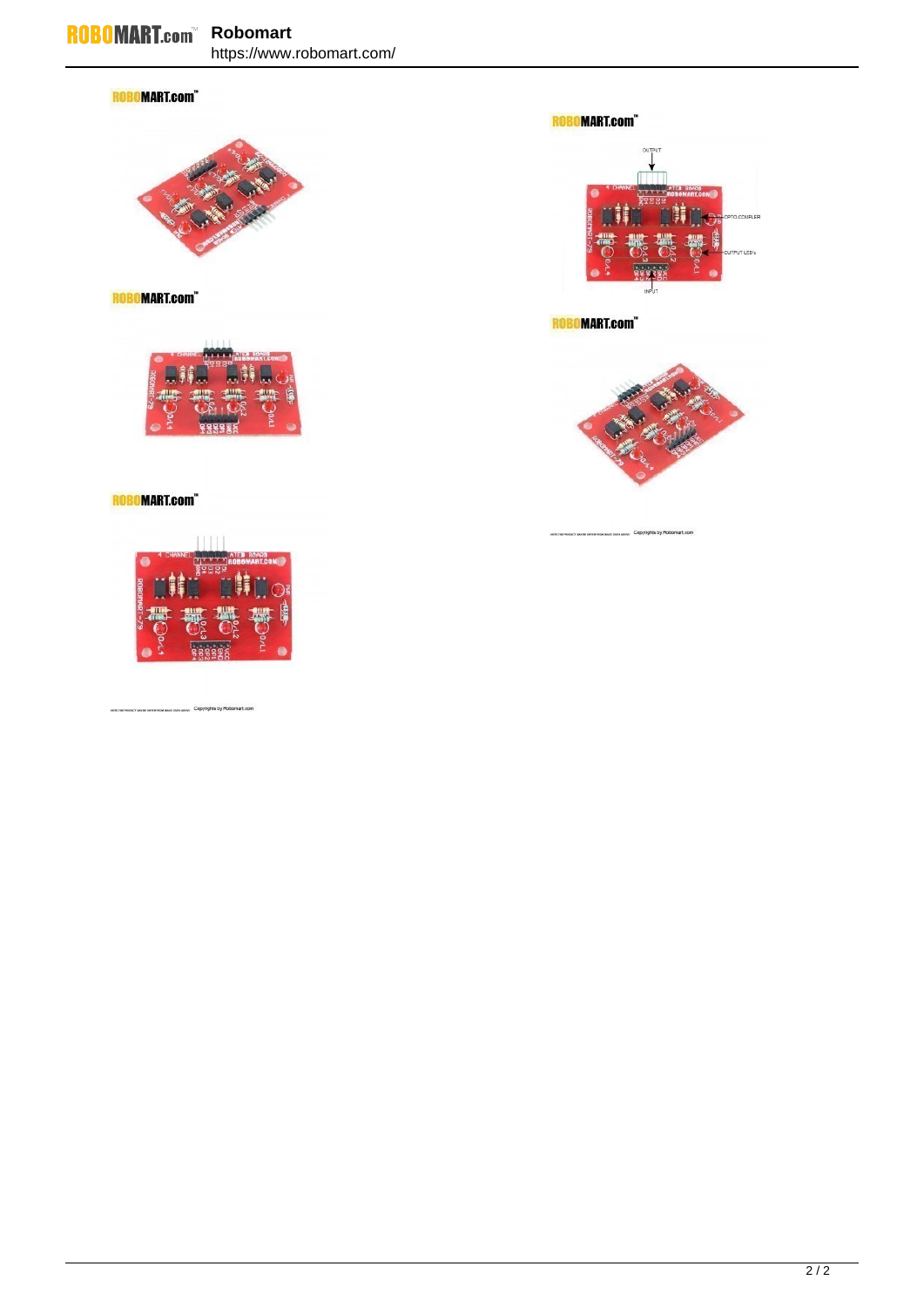Copyrights by Robomart.com

Copyrights by Robomart.com